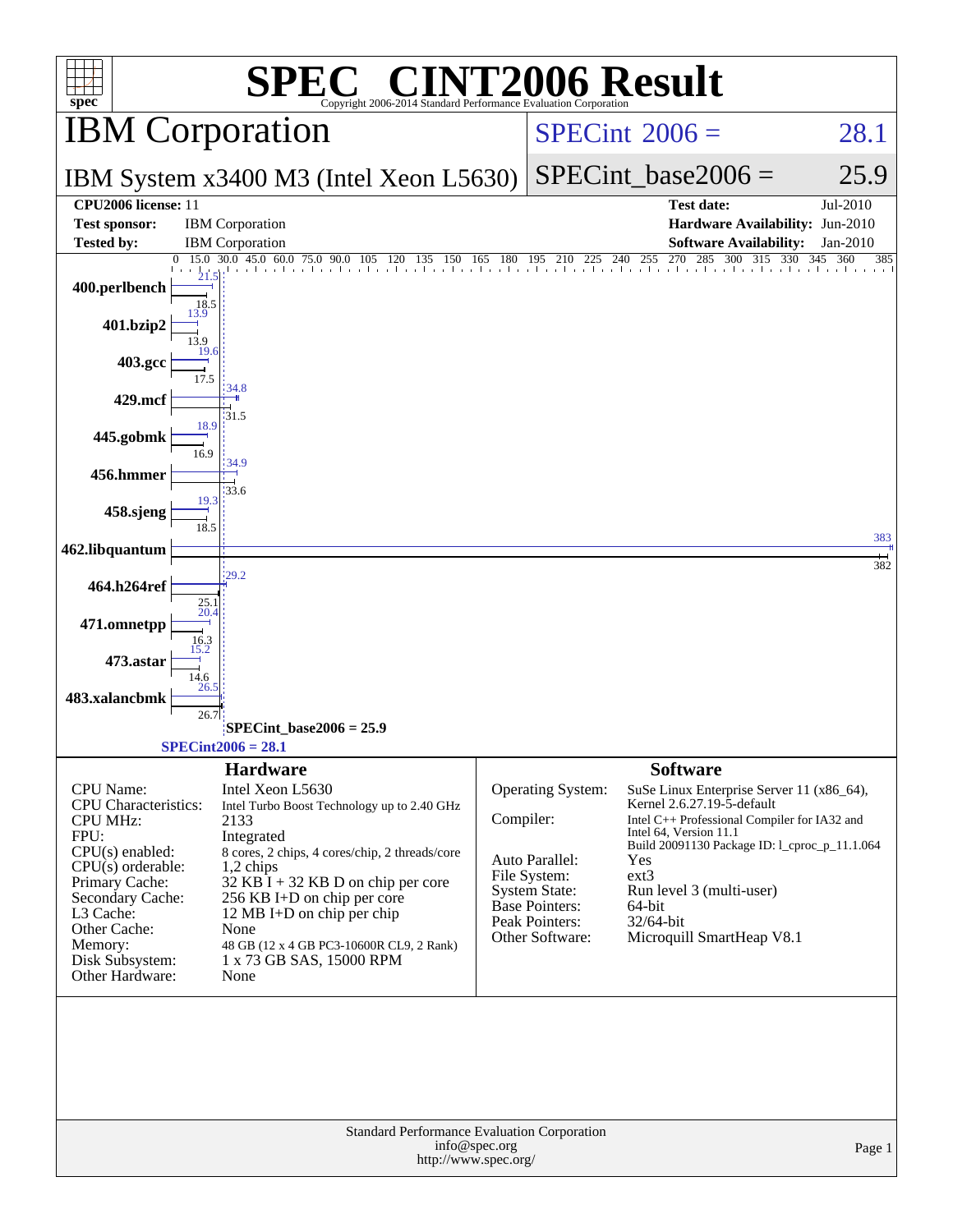# SPEC® CINT2006 Result

Copyright 2006-2014 Standard Performance Evaluation Corporation

## IBM Corporation

**IBM System x3400 M3 (Intel Xeon L5630)**

SPECint 2006 = 28.1

SPECint_base2006 = 25.9

| | | | |
|---|---|---|---|
| **CPU2006 license:** 11 | | **Test date:** | Jul-2010 |
| **Test sponsor:** | IBM Corporation | **Hardware Availability:** | Jun-2010 |
| **Tested by:** | IBM Corporation | **Software Availability:** | Jan-2010 |

| Benchmark | Peak | Base |
|---|---|---|
| 400.perlbench | 21.5 | 18.5 |
| 401.bzip2 | 13.9 | 13.9 |
| 403.gcc | 19.6 | 17.5 |
| 429.mcf | 34.8 | 31.5 |
| 445.gobmk | 18.9 | 16.9 |
| 456.hmmer | 34.9 | 33.6 |
| 458.sjeng | 19.3 | 18.5 |
| 462.libquantum | 383 | 382 |
| 464.h264ref | 29.2 | 25.1 |
| 471.omnetpp | 20.4 | 16.3 |
| 473.astar | 15.2 | 14.6 |
| 483.xalancbmk | 26.5 | 26.7 |

SPECint_base2006 = 25.9

SPECint2006 = 28.1

### Hardware

| | |
|---|---|
| CPU Name: | Intel Xeon L5630 |
| CPU Characteristics: | Intel Turbo Boost Technology up to 2.40 GHz |
| CPU MHz: | 2133 |
| FPU: | Integrated |
| CPU(s) enabled: | 8 cores, 2 chips, 4 cores/chip, 2 threads/core |
| CPU(s) orderable: | 1,2 chips |
| Primary Cache: | 32 KB I + 32 KB D on chip per core |
| Secondary Cache: | 256 KB I+D on chip per core |
| L3 Cache: | 12 MB I+D on chip per chip |
| Other Cache: | None |
| Memory: | 48 GB (12 x 4 GB PC3-10600R CL9, 2 Rank) |
| Disk Subsystem: | 1 x 73 GB SAS, 15000 RPM |
| Other Hardware: | None |

### Software

| | |
|---|---|
| Operating System: | SuSe Linux Enterprise Server 11 (x86_64), Kernel 2.6.27.19-5-default |
| Compiler: | Intel C++ Professional Compiler for IA32 and Intel 64, Version 11.1 Build 20091130 Package ID: l_cproc_p_11.1.064 |
| Auto Parallel: | Yes |
| File System: | ext3 |
| System State: | Run level 3 (multi-user) |
| Base Pointers: | 64-bit |
| Peak Pointers: | 32/64-bit |
| Other Software: | Microquill SmartHeap V8.1 |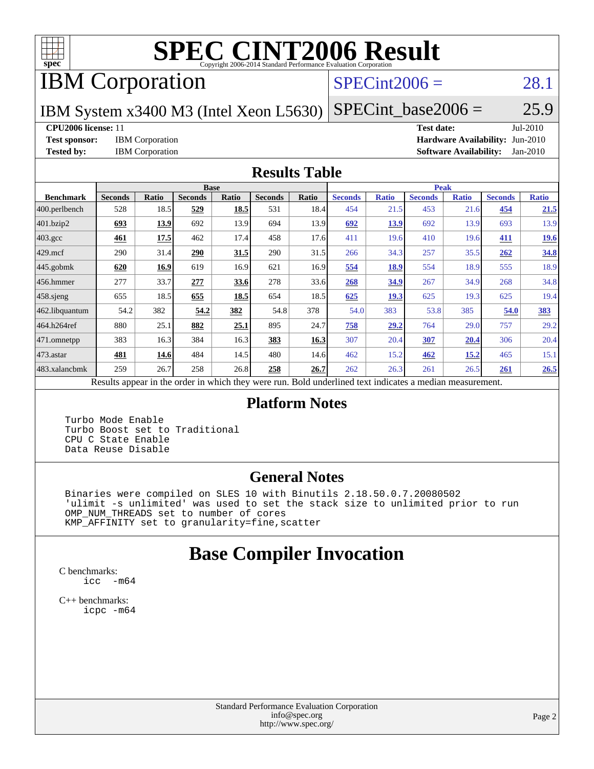# SPEC CINT2006 Result

Copyright 2006-2014 Standard Performance Evaluation Corporation

## IBM Corporation

IBM System x3400 M3 (Intel Xeon L5630)

SPECint2006 = 28.1

SPECint_base2006 = 25.9

**CPU2006 license:** 11
**Test sponsor:** IBM Corporation
**Tested by:** IBM Corporation

**Test date:** Jul-2010
**Hardware Availability:** Jun-2010
**Software Availability:** Jan-2010

## Results Table

| Benchmark | Base | | | | | | Peak | | | | | |
|---|---|---|---|---|---|---|---|---|---|---|---|---|
| | Seconds | Ratio | Seconds | Ratio | Seconds | Ratio | Seconds | Ratio | Seconds | Ratio | Seconds | Ratio |
| 400.perlbench | 528 | 18.5 | **529** | **18.5** | 531 | 18.4 | 454 | 21.5 | 453 | 21.6 | **454** | **21.5** |
| 401.bzip2 | **693** | **13.9** | 692 | 13.9 | 694 | 13.9 | **692** | **13.9** | 692 | 13.9 | 693 | 13.9 |
| 403.gcc | **461** | **17.5** | 462 | 17.4 | 458 | 17.6 | 411 | 19.6 | 410 | 19.6 | **411** | **19.6** |
| 429.mcf | 290 | 31.4 | **290** | **31.5** | 290 | 31.5 | 266 | 34.3 | 257 | 35.5 | **262** | **34.8** |
| 445.gobmk | **620** | **16.9** | 619 | 16.9 | 621 | 16.9 | **554** | **18.9** | 554 | 18.9 | 555 | 18.9 |
| 456.hmmer | 277 | 33.7 | **277** | **33.6** | 278 | 33.6 | **268** | **34.9** | 267 | 34.9 | 268 | 34.8 |
| 458.sjeng | 655 | 18.5 | **655** | **18.5** | 654 | 18.5 | **625** | **19.3** | 625 | 19.3 | 625 | 19.4 |
| 462.libquantum | 54.2 | 382 | **54.2** | **382** | 54.8 | 378 | 54.0 | 383 | 53.8 | 385 | **54.0** | **383** |
| 464.h264ref | 880 | 25.1 | **882** | **25.1** | 895 | 24.7 | **758** | **29.2** | 764 | 29.0 | 757 | 29.2 |
| 471.omnetpp | 383 | 16.3 | 384 | 16.3 | **383** | **16.3** | 307 | 20.4 | **307** | **20.4** | 306 | 20.4 |
| 473.astar | **481** | **14.6** | 484 | 14.5 | 480 | 14.6 | 462 | 15.2 | **462** | **15.2** | 465 | 15.1 |
| 483.xalancbmk | 259 | 26.7 | 258 | 26.8 | **258** | **26.7** | 262 | 26.3 | 261 | 26.5 | **261** | **26.5** |

Results appear in the order in which they were run. Bold underlined text indicates a median measurement.

## Platform Notes

```
Turbo Mode Enable
Turbo Boost set to Traditional
CPU C State Enable
Data Reuse Disable
```

## General Notes

```
Binaries were compiled on SLES 10 with Binutils 2.18.50.0.7.20080502
'ulimit -s unlimited' was used to set the stack size to unlimited prior to run
OMP_NUM_THREADS set to number of cores
KMP_AFFINITY set to granularity=fine,scatter
```

# Base Compiler Invocation

C benchmarks:
```
icc  -m64
```

C++ benchmarks:
```
icpc -m64
```

Standard Performance Evaluation Corporation
info@spec.org
http://www.spec.org/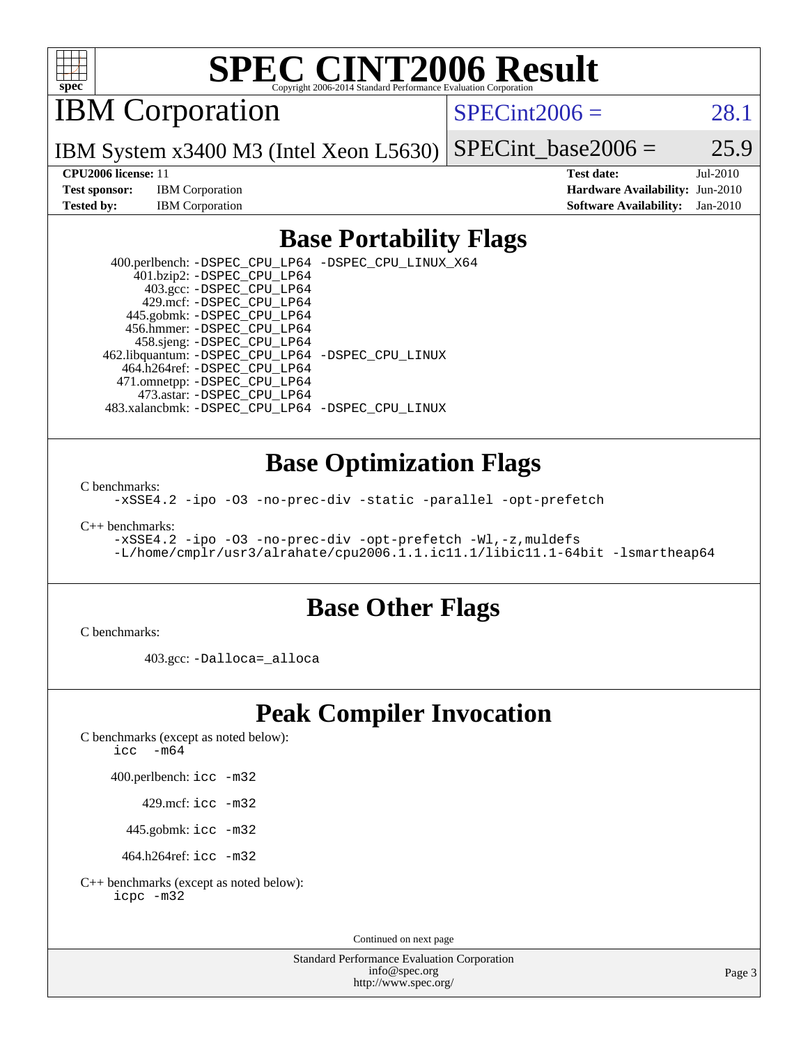# SPEC CINT2006 Result

Copyright 2006-2014 Standard Performance Evaluation Corporation

## IBM Corporation

IBM System x3400 M3 (Intel Xeon L5630)

SPECint2006 = 28.1

SPECint_base2006 = 25.9

| | | | |
|---|---|---|---|
| **CPU2006 license:** 11 | | **Test date:** | Jul-2010 |
| **Test sponsor:** | IBM Corporation | **Hardware Availability:** | Jun-2010 |
| **Tested by:** | IBM Corporation | **Software Availability:** | Jan-2010 |

## Base Portability Flags

400.perlbench: `-DSPEC_CPU_LP64 -DSPEC_CPU_LINUX_X64`
401.bzip2: `-DSPEC_CPU_LP64`
403.gcc: `-DSPEC_CPU_LP64`
429.mcf: `-DSPEC_CPU_LP64`
445.gobmk: `-DSPEC_CPU_LP64`
456.hmmer: `-DSPEC_CPU_LP64`
458.sjeng: `-DSPEC_CPU_LP64`
462.libquantum: `-DSPEC_CPU_LP64 -DSPEC_CPU_LINUX`
464.h264ref: `-DSPEC_CPU_LP64`
471.omnetpp: `-DSPEC_CPU_LP64`
473.astar: `-DSPEC_CPU_LP64`
483.xalancbmk: `-DSPEC_CPU_LP64 -DSPEC_CPU_LINUX`

## Base Optimization Flags

C benchmarks:

```
-xSSE4.2 -ipo -O3 -no-prec-div -static -parallel -opt-prefetch
```

C++ benchmarks:

```
-xSSE4.2 -ipo -O3 -no-prec-div -opt-prefetch -Wl,-z,muldefs
-L/home/cmplr/usr3/alrahate/cpu2006.1.1.ic11.1/libic11.1-64bit -lsmartheap64
```

## Base Other Flags

C benchmarks:

403.gcc: `-Dalloca=_alloca`

## Peak Compiler Invocation

C benchmarks (except as noted below):
`icc -m64`

400.perlbench: `icc -m32`

429.mcf: `icc -m32`

445.gobmk: `icc -m32`

464.h264ref: `icc -m32`

C++ benchmarks (except as noted below):
`icpc -m32`

Continued on next page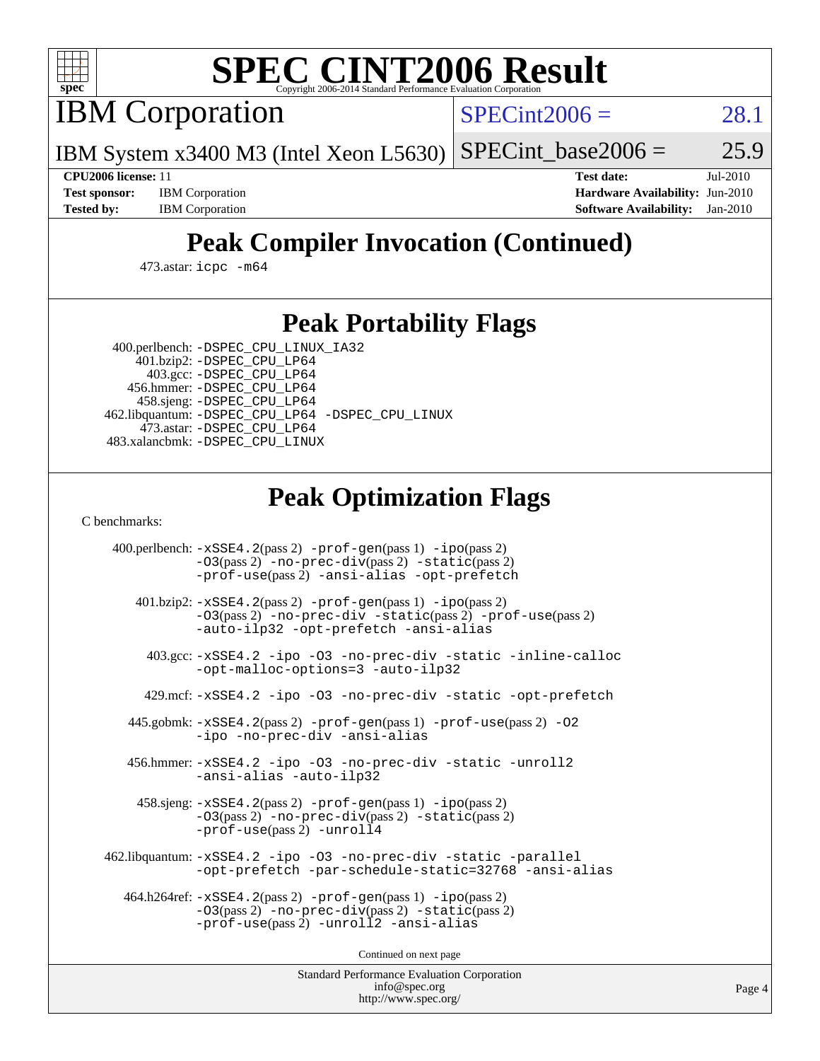# SPEC CINT2006 Result

Copyright 2006-2014 Standard Performance Evaluation Corporation

## IBM Corporation

IBM System x3400 M3 (Intel Xeon L5630)

SPECint2006 = 28.1

SPECint_base2006 = 25.9

**CPU2006 license:** 11
**Test sponsor:** IBM Corporation
**Tested by:** IBM Corporation

**Test date:** Jul-2010
**Hardware Availability:** Jun-2010
**Software Availability:** Jan-2010

## Peak Compiler Invocation (Continued)

473.astar: `icpc -m64`

## Peak Portability Flags

400.perlbench: `-DSPEC_CPU_LINUX_IA32`
401.bzip2: `-DSPEC_CPU_LP64`
403.gcc: `-DSPEC_CPU_LP64`
456.hmmer: `-DSPEC_CPU_LP64`
458.sjeng: `-DSPEC_CPU_LP64`
462.libquantum: `-DSPEC_CPU_LP64 -DSPEC_CPU_LINUX`
473.astar: `-DSPEC_CPU_LP64`
483.xalancbmk: `-DSPEC_CPU_LINUX`

## Peak Optimization Flags

C benchmarks:

400.perlbench: `-xSSE4.2`(pass 2) `-prof-gen`(pass 1) `-ipo`(pass 2) `-O3`(pass 2) `-no-prec-div`(pass 2) `-static`(pass 2) `-prof-use`(pass 2) `-ansi-alias -opt-prefetch`

401.bzip2: `-xSSE4.2`(pass 2) `-prof-gen`(pass 1) `-ipo`(pass 2) `-O3`(pass 2) `-no-prec-div -static`(pass 2) `-prof-use`(pass 2) `-auto-ilp32 -opt-prefetch -ansi-alias`

403.gcc: `-xSSE4.2 -ipo -O3 -no-prec-div -static -inline-calloc -opt-malloc-options=3 -auto-ilp32`

429.mcf: `-xSSE4.2 -ipo -O3 -no-prec-div -static -opt-prefetch`

445.gobmk: `-xSSE4.2`(pass 2) `-prof-gen`(pass 1) `-prof-use`(pass 2) `-O2 -ipo -no-prec-div -ansi-alias`

456.hmmer: `-xSSE4.2 -ipo -O3 -no-prec-div -static -unroll2 -ansi-alias -auto-ilp32`

458.sjeng: `-xSSE4.2`(pass 2) `-prof-gen`(pass 1) `-ipo`(pass 2) `-O3`(pass 2) `-no-prec-div`(pass 2) `-static`(pass 2) `-prof-use`(pass 2) `-unroll4`

462.libquantum: `-xSSE4.2 -ipo -O3 -no-prec-div -static -parallel -opt-prefetch -par-schedule-static=32768 -ansi-alias`

464.h264ref: `-xSSE4.2`(pass 2) `-prof-gen`(pass 1) `-ipo`(pass 2) `-O3`(pass 2) `-no-prec-div`(pass 2) `-static`(pass 2) `-prof-use`(pass 2) `-unroll2 -ansi-alias`

Continued on next page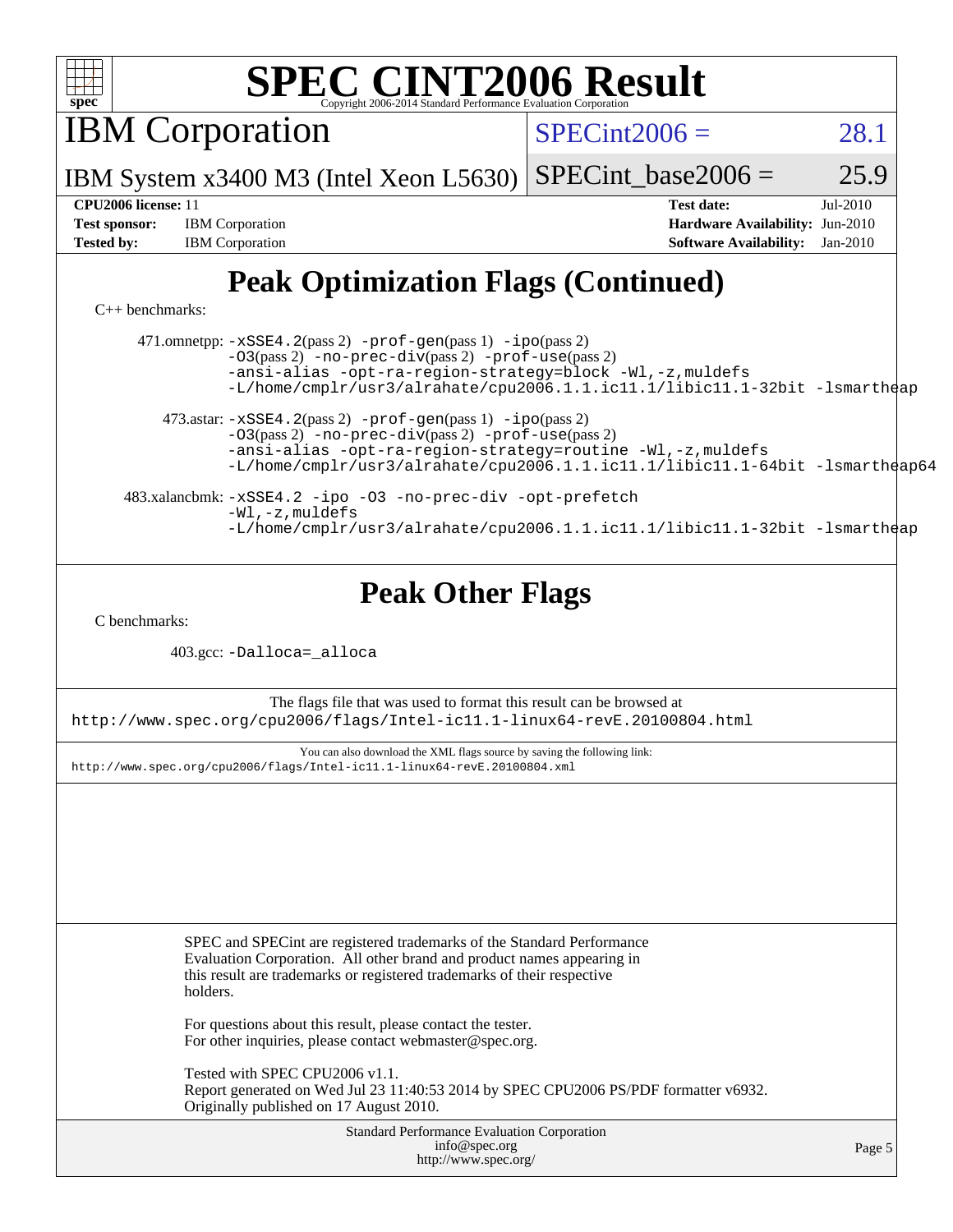## Peak Optimization Flags (Continued)

C++ benchmarks:

471.omnetpp: -xSSE4.2(pass 2) -prof-gen(pass 1) -ipo(pass 2)
-O3(pass 2) -no-prec-div(pass 2) -prof-use(pass 2)
-ansi-alias -opt-ra-region-strategy=block -Wl,-z,muldefs
-L/home/cmplr/usr3/alrahate/cpu2006.1.1.ic11.1/libic11.1-32bit -lsmartheap

473.astar: -xSSE4.2(pass 2) -prof-gen(pass 1) -ipo(pass 2)
-O3(pass 2) -no-prec-div(pass 2) -prof-use(pass 2)
-ansi-alias -opt-ra-region-strategy=routine -Wl,-z,muldefs
-L/home/cmplr/usr3/alrahate/cpu2006.1.1.ic11.1/libic11.1-64bit -lsmartheap64

483.xalancbmk: -xSSE4.2 -ipo -O3 -no-prec-div -opt-prefetch
-Wl,-z,muldefs
-L/home/cmplr/usr3/alrahate/cpu2006.1.1.ic11.1/libic11.1-32bit -lsmartheap

## Peak Other Flags

C benchmarks:

403.gcc: -Dalloca=_alloca

The flags file that was used to format this result can be browsed at
http://www.spec.org/cpu2006/flags/Intel-ic11.1-linux64-revE.20100804.html

You can also download the XML flags source by saving the following link:
http://www.spec.org/cpu2006/flags/Intel-ic11.1-linux64-revE.20100804.xml

SPEC and SPECint are registered trademarks of the Standard Performance Evaluation Corporation. All other brand and product names appearing in this result are trademarks or registered trademarks of their respective holders.

For questions about this result, please contact the tester.
For other inquiries, please contact webmaster@spec.org.

Tested with SPEC CPU2006 v1.1.
Report generated on Wed Jul 23 11:40:53 2014 by SPEC CPU2006 PS/PDF formatter v6932.
Originally published on 17 August 2010.